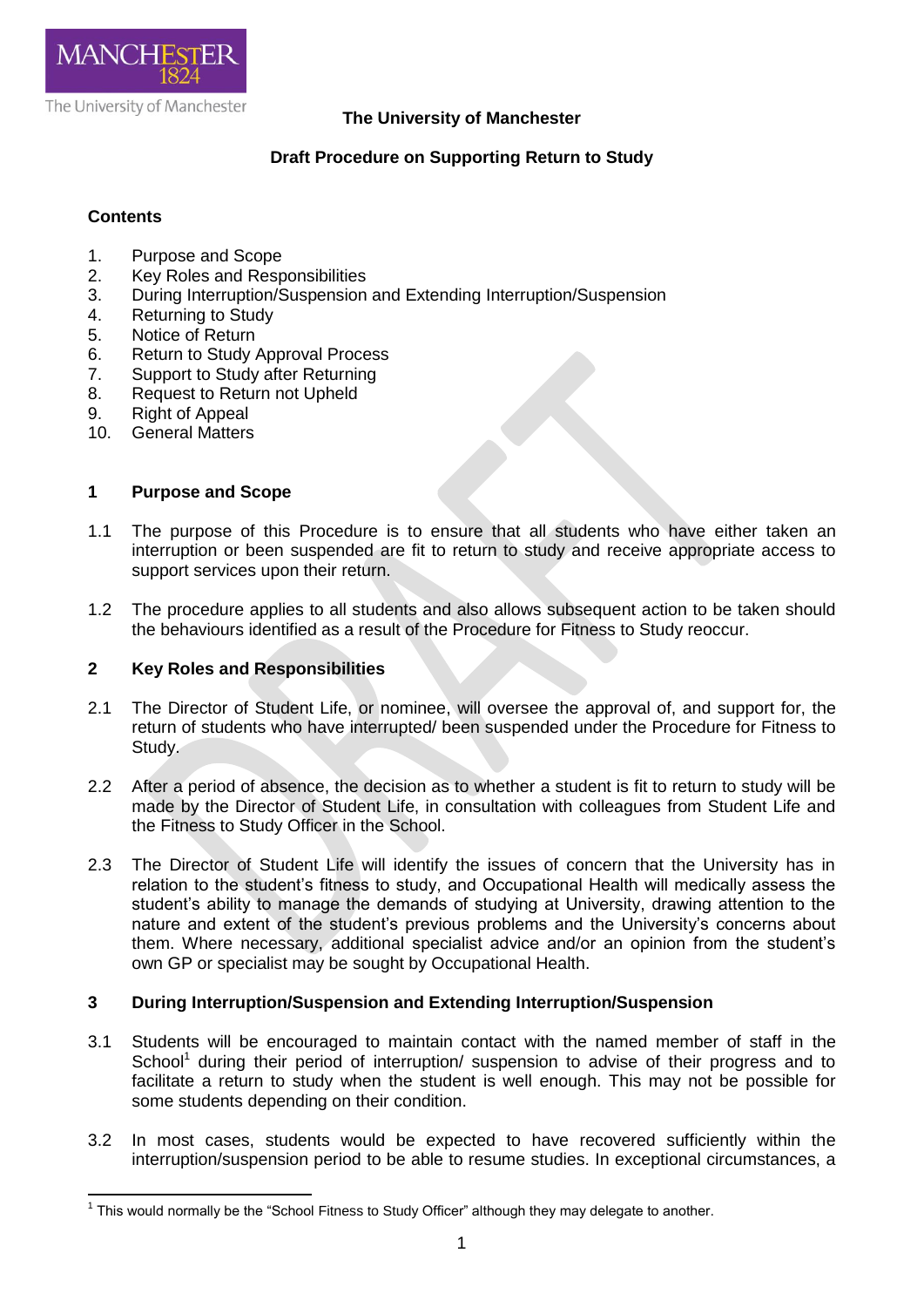The University of Manchester

**The University of Manchester**

**Draft Procedure on Supporting Return to Study**

**Contents**

1. Purpose and Scope
2. Key Roles and Responsibilities
3. During Interruption/Suspension and Extending Interruption/Suspension
4. Returning to Study
5. Notice of Return
6. Return to Study Approval Process
7. Support to Study after Returning
8. Request to Return not Upheld
9. Right of Appeal
10. General Matters

## 1 Purpose and Scope

1.1 The purpose of this Procedure is to ensure that all students who have either taken an interruption or been suspended are fit to return to study and receive appropriate access to support services upon their return.

1.2 The procedure applies to all students and also allows subsequent action to be taken should the behaviours identified as a result of the Procedure for Fitness to Study reoccur.

## 2 Key Roles and Responsibilities

2.1 The Director of Student Life, or nominee, will oversee the approval of, and support for, the return of students who have interrupted/ been suspended under the Procedure for Fitness to Study.

2.2 After a period of absence, the decision as to whether a student is fit to return to study will be made by the Director of Student Life, in consultation with colleagues from Student Life and the Fitness to Study Officer in the School.

2.3 The Director of Student Life will identify the issues of concern that the University has in relation to the student's fitness to study, and Occupational Health will medically assess the student's ability to manage the demands of studying at University, drawing attention to the nature and extent of the student's previous problems and the University's concerns about them. Where necessary, additional specialist advice and/or an opinion from the student's own GP or specialist may be sought by Occupational Health.

## 3 During Interruption/Suspension and Extending Interruption/Suspension

3.1 Students will be encouraged to maintain contact with the named member of staff in the School[1] during their period of interruption/ suspension to advise of their progress and to facilitate a return to study when the student is well enough. This may not be possible for some students depending on their condition.

3.2 In most cases, students would be expected to have recovered sufficiently within the interruption/suspension period to be able to resume studies. In exceptional circumstances, a

[1] This would normally be the "School Fitness to Study Officer" although they may delegate to another.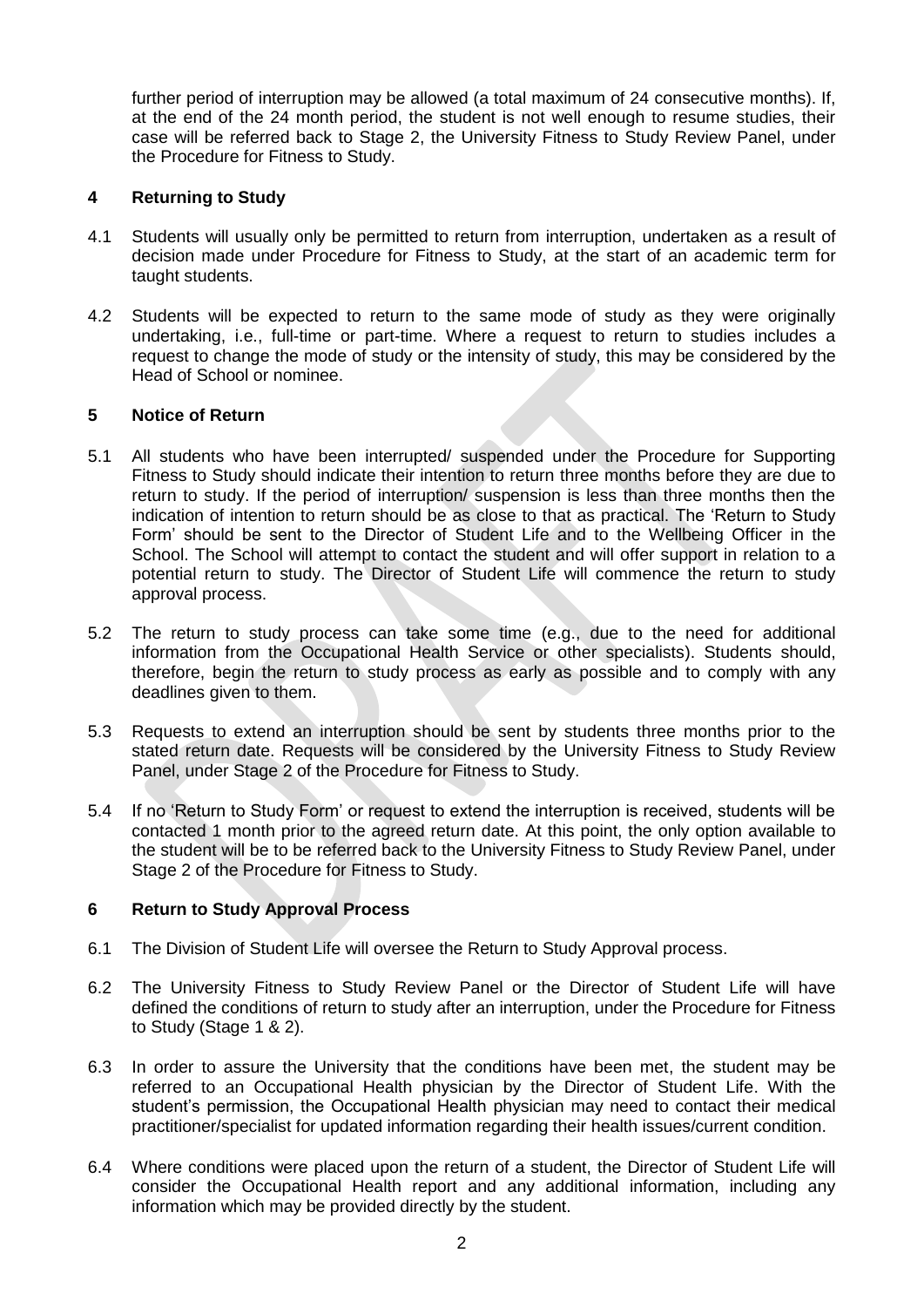further period of interruption may be allowed (a total maximum of 24 consecutive months). If, at the end of the 24 month period, the student is not well enough to resume studies, their case will be referred back to Stage 2, the University Fitness to Study Review Panel, under the Procedure for Fitness to Study.

## 4 Returning to Study

4.1 Students will usually only be permitted to return from interruption, undertaken as a result of decision made under Procedure for Fitness to Study, at the start of an academic term for taught students.

4.2 Students will be expected to return to the same mode of study as they were originally undertaking, i.e., full-time or part-time. Where a request to return to studies includes a request to change the mode of study or the intensity of study, this may be considered by the Head of School or nominee.

## 5 Notice of Return

5.1 All students who have been interrupted/ suspended under the Procedure for Supporting Fitness to Study should indicate their intention to return three months before they are due to return to study. If the period of interruption/ suspension is less than three months then the indication of intention to return should be as close to that as practical. The 'Return to Study Form' should be sent to the Director of Student Life and to the Wellbeing Officer in the School. The School will attempt to contact the student and will offer support in relation to a potential return to study. The Director of Student Life will commence the return to study approval process.

5.2 The return to study process can take some time (e.g., due to the need for additional information from the Occupational Health Service or other specialists). Students should, therefore, begin the return to study process as early as possible and to comply with any deadlines given to them.

5.3 Requests to extend an interruption should be sent by students three months prior to the stated return date. Requests will be considered by the University Fitness to Study Review Panel, under Stage 2 of the Procedure for Fitness to Study.

5.4 If no 'Return to Study Form' or request to extend the interruption is received, students will be contacted 1 month prior to the agreed return date. At this point, the only option available to the student will be to be referred back to the University Fitness to Study Review Panel, under Stage 2 of the Procedure for Fitness to Study.

## 6 Return to Study Approval Process

6.1 The Division of Student Life will oversee the Return to Study Approval process.

6.2 The University Fitness to Study Review Panel or the Director of Student Life will have defined the conditions of return to study after an interruption, under the Procedure for Fitness to Study (Stage 1 & 2).

6.3 In order to assure the University that the conditions have been met, the student may be referred to an Occupational Health physician by the Director of Student Life. With the student's permission, the Occupational Health physician may need to contact their medical practitioner/specialist for updated information regarding their health issues/current condition.

6.4 Where conditions were placed upon the return of a student, the Director of Student Life will consider the Occupational Health report and any additional information, including any information which may be provided directly by the student.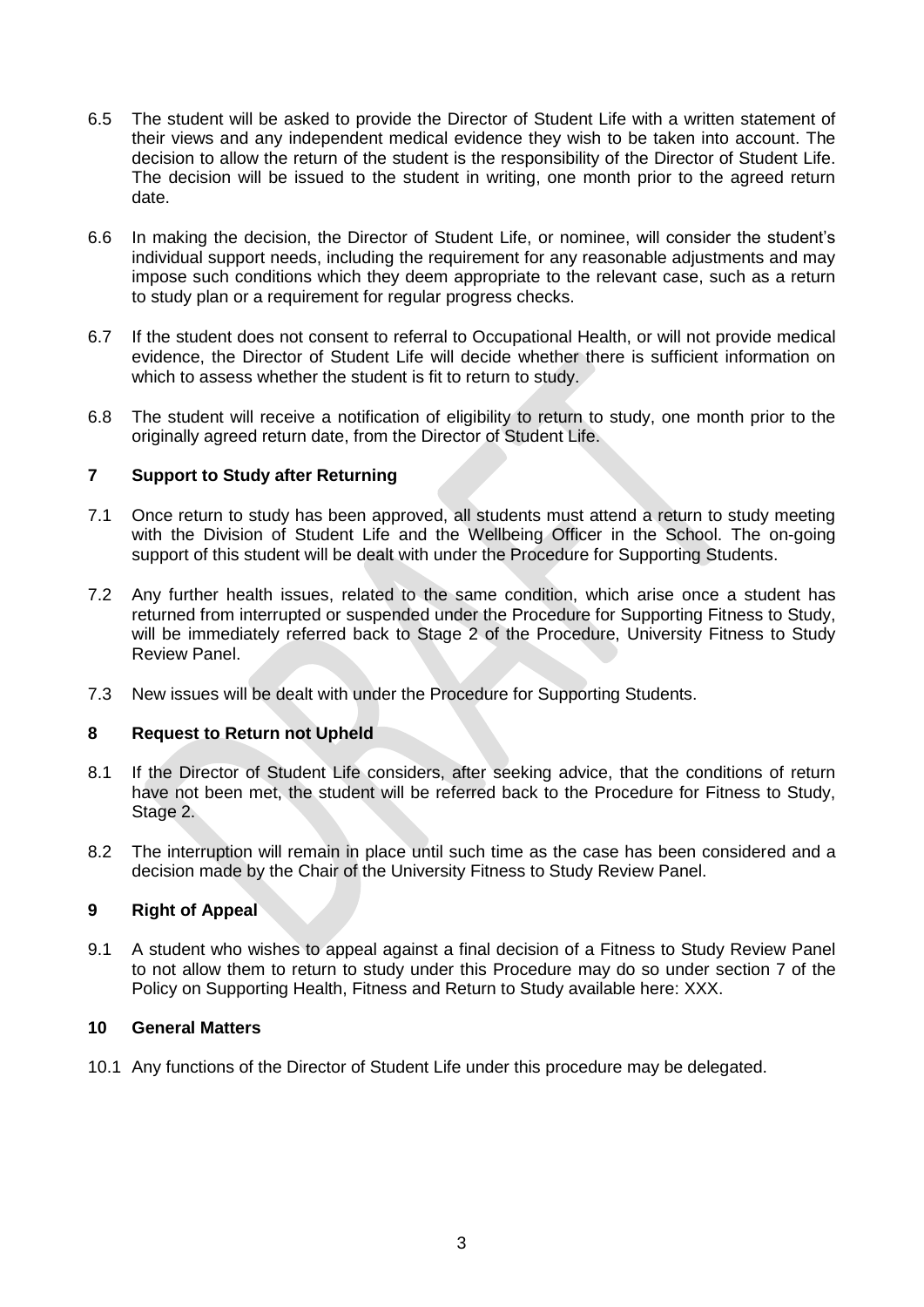6.5 The student will be asked to provide the Director of Student Life with a written statement of their views and any independent medical evidence they wish to be taken into account. The decision to allow the return of the student is the responsibility of the Director of Student Life. The decision will be issued to the student in writing, one month prior to the agreed return date.

6.6 In making the decision, the Director of Student Life, or nominee, will consider the student's individual support needs, including the requirement for any reasonable adjustments and may impose such conditions which they deem appropriate to the relevant case, such as a return to study plan or a requirement for regular progress checks.

6.7 If the student does not consent to referral to Occupational Health, or will not provide medical evidence, the Director of Student Life will decide whether there is sufficient information on which to assess whether the student is fit to return to study.

6.8 The student will receive a notification of eligibility to return to study, one month prior to the originally agreed return date, from the Director of Student Life.

## 7 Support to Study after Returning

7.1 Once return to study has been approved, all students must attend a return to study meeting with the Division of Student Life and the Wellbeing Officer in the School. The on-going support of this student will be dealt with under the Procedure for Supporting Students.

7.2 Any further health issues, related to the same condition, which arise once a student has returned from interrupted or suspended under the Procedure for Supporting Fitness to Study, will be immediately referred back to Stage 2 of the Procedure, University Fitness to Study Review Panel.

7.3 New issues will be dealt with under the Procedure for Supporting Students.

## 8 Request to Return not Upheld

8.1 If the Director of Student Life considers, after seeking advice, that the conditions of return have not been met, the student will be referred back to the Procedure for Fitness to Study, Stage 2.

8.2 The interruption will remain in place until such time as the case has been considered and a decision made by the Chair of the University Fitness to Study Review Panel.

## 9 Right of Appeal

9.1 A student who wishes to appeal against a final decision of a Fitness to Study Review Panel to not allow them to return to study under this Procedure may do so under section 7 of the Policy on Supporting Health, Fitness and Return to Study available here: XXX.

## 10 General Matters

10.1 Any functions of the Director of Student Life under this procedure may be delegated.